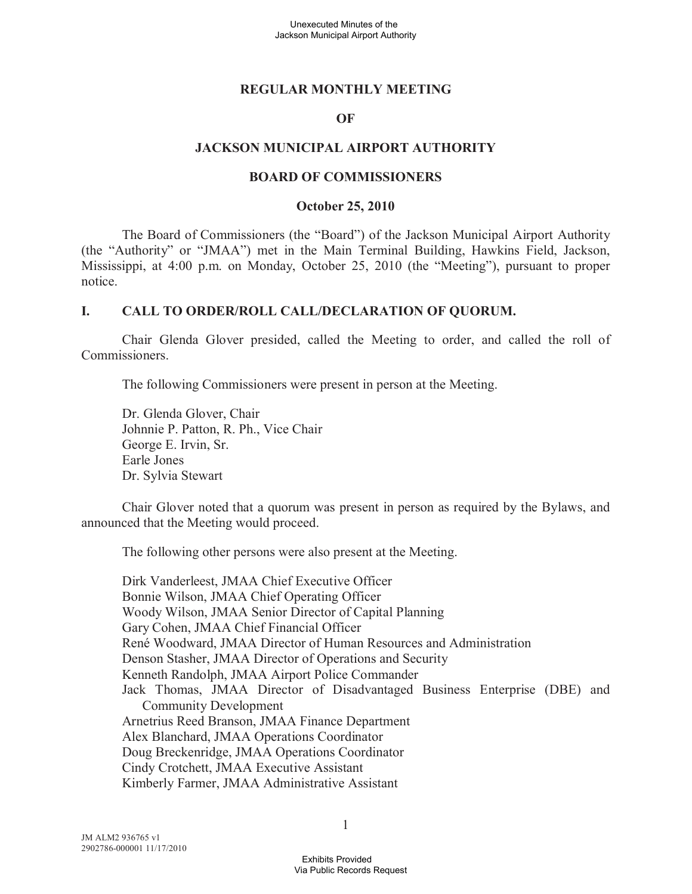**REGULAR MONTHLY MEETING**

**OF**

**JACKSON MUNICIPAL AIRPORT AUTHORITY**

**BOARD OF COMMISSIONERS**

**October 25, 2010**

The Board of Commissioners (the "Board") of the Jackson Municipal Airport Authority (the "Authority" or "JMAA") met in the Main Terminal Building, Hawkins Field, Jackson, Mississippi, at 4:00 p.m. on Monday, October 25, 2010 (the "Meeting"), pursuant to proper notice.

## I. CALL TO ORDER/ROLL CALL/DECLARATION OF QUORUM.

Chair Glenda Glover presided, called the Meeting to order, and called the roll of Commissioners.

The following Commissioners were present in person at the Meeting.

Dr. Glenda Glover, Chair
Johnnie P. Patton, R. Ph., Vice Chair
George E. Irvin, Sr.
Earle Jones
Dr. Sylvia Stewart

Chair Glover noted that a quorum was present in person as required by the Bylaws, and announced that the Meeting would proceed.

The following other persons were also present at the Meeting.

Dirk Vanderleest, JMAA Chief Executive Officer
Bonnie Wilson, JMAA Chief Operating Officer
Woody Wilson, JMAA Senior Director of Capital Planning
Gary Cohen, JMAA Chief Financial Officer
René Woodward, JMAA Director of Human Resources and Administration
Denson Stasher, JMAA Director of Operations and Security
Kenneth Randolph, JMAA Airport Police Commander
Jack Thomas, JMAA Director of Disadvantaged Business Enterprise (DBE) and Community Development
Arnetrius Reed Branson, JMAA Finance Department
Alex Blanchard, JMAA Operations Coordinator
Doug Breckenridge, JMAA Operations Coordinator
Cindy Crotchett, JMAA Executive Assistant
Kimberly Farmer, JMAA Administrative Assistant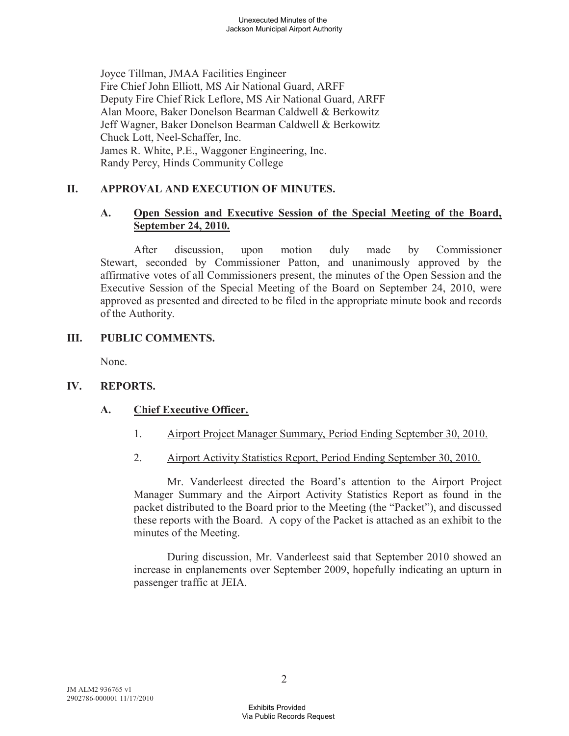Joyce Tillman, JMAA Facilities Engineer
Fire Chief John Elliott, MS Air National Guard, ARFF
Deputy Fire Chief Rick Leflore, MS Air National Guard, ARFF
Alan Moore, Baker Donelson Bearman Caldwell & Berkowitz
Jeff Wagner, Baker Donelson Bearman Caldwell & Berkowitz
Chuck Lott, Neel-Schaffer, Inc.
James R. White, P.E., Waggoner Engineering, Inc.
Randy Percy, Hinds Community College

## II. APPROVAL AND EXECUTION OF MINUTES.

### A. Open Session and Executive Session of the Special Meeting of the Board, September 24, 2010.

After discussion, upon motion duly made by Commissioner Stewart, seconded by Commissioner Patton, and unanimously approved by the affirmative votes of all Commissioners present, the minutes of the Open Session and the Executive Session of the Special Meeting of the Board on September 24, 2010, were approved as presented and directed to be filed in the appropriate minute book and records of the Authority.

## III. PUBLIC COMMENTS.

None.

## IV. REPORTS.

### A. Chief Executive Officer.

1. Airport Project Manager Summary, Period Ending September 30, 2010.

2. Airport Activity Statistics Report, Period Ending September 30, 2010.

Mr. Vanderleest directed the Board's attention to the Airport Project Manager Summary and the Airport Activity Statistics Report as found in the packet distributed to the Board prior to the Meeting (the "Packet"), and discussed these reports with the Board. A copy of the Packet is attached as an exhibit to the minutes of the Meeting.

During discussion, Mr. Vanderleest said that September 2010 showed an increase in enplanements over September 2009, hopefully indicating an upturn in passenger traffic at JEIA.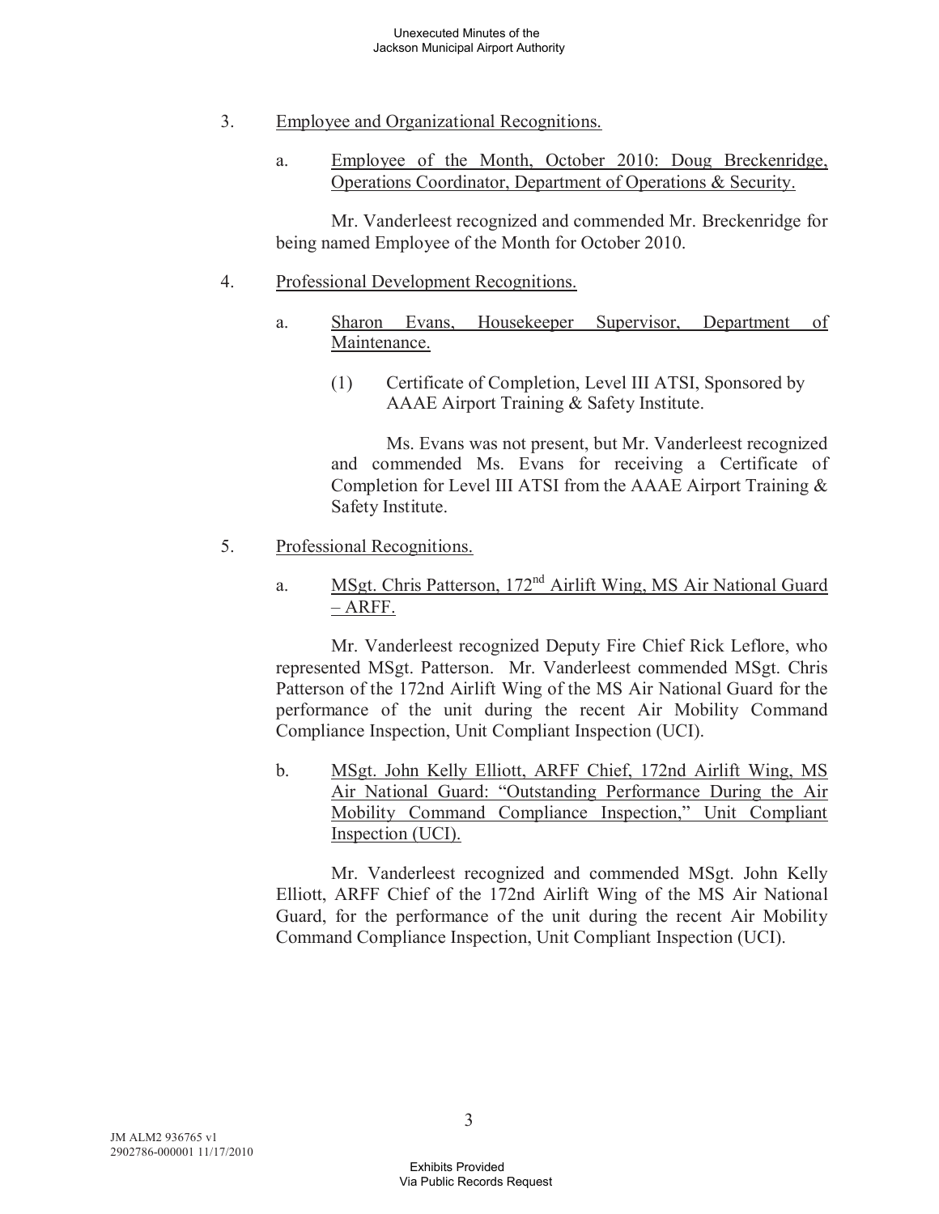3. Employee and Organizational Recognitions.

   a. Employee of the Month, October 2010: Doug Breckenridge, Operations Coordinator, Department of Operations & Security.

   Mr. Vanderleest recognized and commended Mr. Breckenridge for being named Employee of the Month for October 2010.

4. Professional Development Recognitions.

   a. Sharon Evans, Housekeeper Supervisor, Department of Maintenance.

      (1) Certificate of Completion, Level III ATSI, Sponsored by AAAE Airport Training & Safety Institute.

      Ms. Evans was not present, but Mr. Vanderleest recognized and commended Ms. Evans for receiving a Certificate of Completion for Level III ATSI from the AAAE Airport Training & Safety Institute.

5. Professional Recognitions.

   a. MSgt. Chris Patterson, 172nd Airlift Wing, MS Air National Guard – ARFF.

   Mr. Vanderleest recognized Deputy Fire Chief Rick Leflore, who represented MSgt. Patterson. Mr. Vanderleest commended MSgt. Chris Patterson of the 172nd Airlift Wing of the MS Air National Guard for the performance of the unit during the recent Air Mobility Command Compliance Inspection, Unit Compliant Inspection (UCI).

   b. MSgt. John Kelly Elliott, ARFF Chief, 172nd Airlift Wing, MS Air National Guard: "Outstanding Performance During the Air Mobility Command Compliance Inspection," Unit Compliant Inspection (UCI).

   Mr. Vanderleest recognized and commended MSgt. John Kelly Elliott, ARFF Chief of the 172nd Airlift Wing of the MS Air National Guard, for the performance of the unit during the recent Air Mobility Command Compliance Inspection, Unit Compliant Inspection (UCI).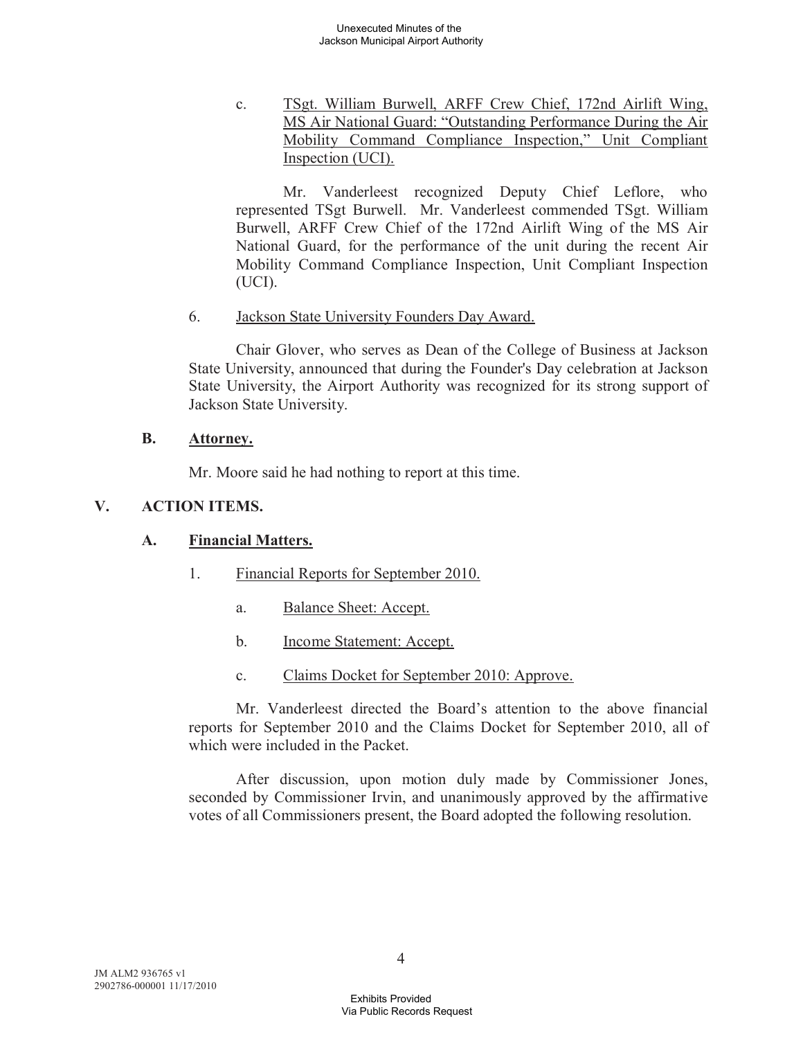c. <u>TSgt. William Burwell, ARFF Crew Chief, 172nd Airlift Wing, MS Air National Guard: "Outstanding Performance During the Air Mobility Command Compliance Inspection," Unit Compliant Inspection (UCI).</u>

Mr. Vanderleest recognized Deputy Chief Leflore, who represented TSgt Burwell. Mr. Vanderleest commended TSgt. William Burwell, ARFF Crew Chief of the 172nd Airlift Wing of the MS Air National Guard, for the performance of the unit during the recent Air Mobility Command Compliance Inspection, Unit Compliant Inspection (UCI).

6. <u>Jackson State University Founders Day Award.</u>

Chair Glover, who serves as Dean of the College of Business at Jackson State University, announced that during the Founder's Day celebration at Jackson State University, the Airport Authority was recognized for its strong support of Jackson State University.

### B. <u>Attorney.</u>

Mr. Moore said he had nothing to report at this time.

## V. ACTION ITEMS.

### A. <u>Financial Matters.</u>

1. <u>Financial Reports for September 2010.</u>

   a. <u>Balance Sheet: Accept.</u>

   b. <u>Income Statement: Accept.</u>

   c. <u>Claims Docket for September 2010: Approve.</u>

Mr. Vanderleest directed the Board's attention to the above financial reports for September 2010 and the Claims Docket for September 2010, all of which were included in the Packet.

After discussion, upon motion duly made by Commissioner Jones, seconded by Commissioner Irvin, and unanimously approved by the affirmative votes of all Commissioners present, the Board adopted the following resolution.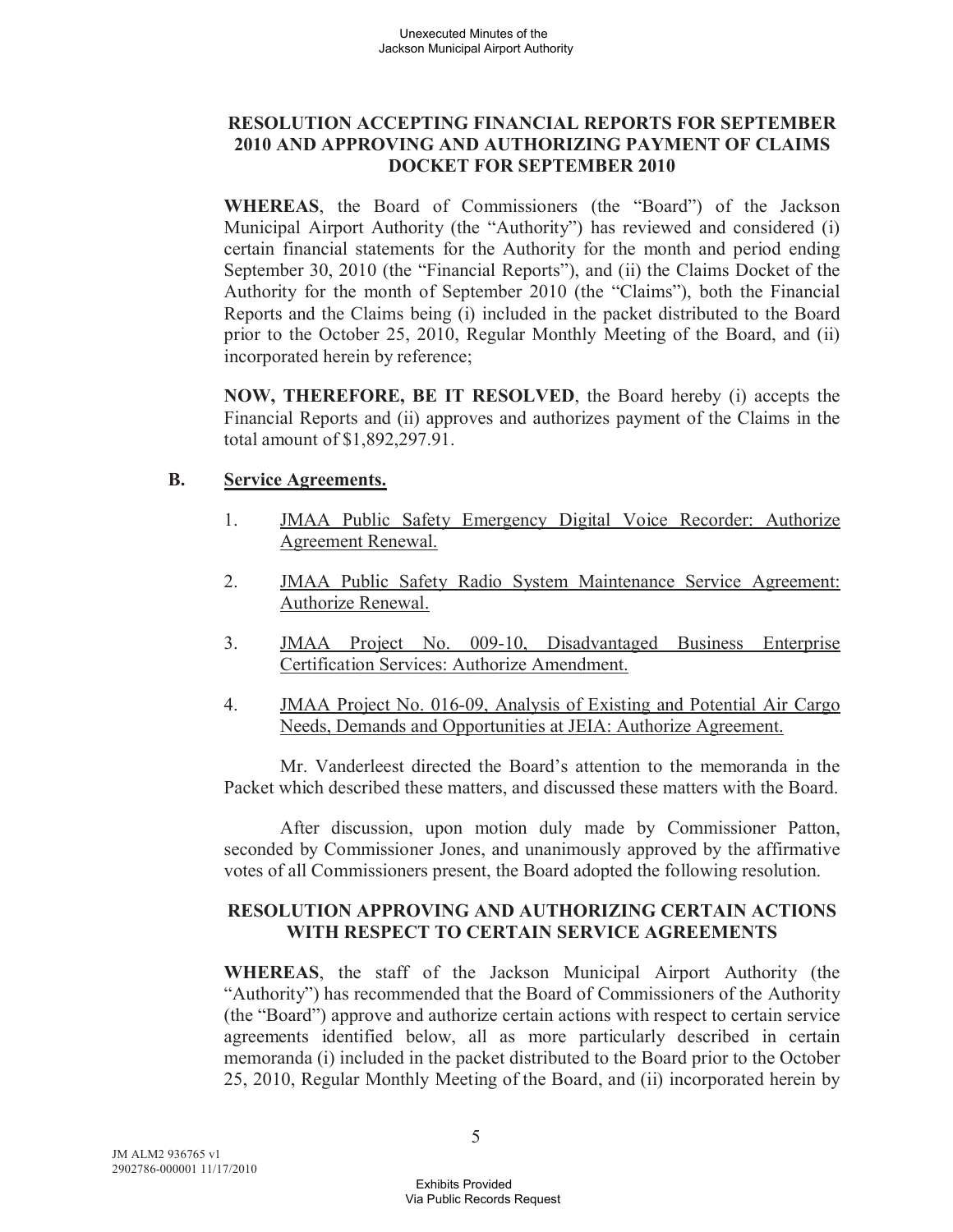**RESOLUTION ACCEPTING FINANCIAL REPORTS FOR SEPTEMBER 2010 AND APPROVING AND AUTHORIZING PAYMENT OF CLAIMS DOCKET FOR SEPTEMBER 2010**

**WHEREAS**, the Board of Commissioners (the "Board") of the Jackson Municipal Airport Authority (the "Authority") has reviewed and considered (i) certain financial statements for the Authority for the month and period ending September 30, 2010 (the "Financial Reports"), and (ii) the Claims Docket of the Authority for the month of September 2010 (the "Claims"), both the Financial Reports and the Claims being (i) included in the packet distributed to the Board prior to the October 25, 2010, Regular Monthly Meeting of the Board, and (ii) incorporated herein by reference;

**NOW, THEREFORE, BE IT RESOLVED**, the Board hereby (i) accepts the Financial Reports and (ii) approves and authorizes payment of the Claims in the total amount of $1,892,297.91.

**B. Service Agreements.**

1. JMAA Public Safety Emergency Digital Voice Recorder: Authorize Agreement Renewal.

2. JMAA Public Safety Radio System Maintenance Service Agreement: Authorize Renewal.

3. JMAA Project No. 009-10, Disadvantaged Business Enterprise Certification Services: Authorize Amendment.

4. JMAA Project No. 016-09, Analysis of Existing and Potential Air Cargo Needs, Demands and Opportunities at JEIA: Authorize Agreement.

Mr. Vanderleest directed the Board's attention to the memoranda in the Packet which described these matters, and discussed these matters with the Board.

After discussion, upon motion duly made by Commissioner Patton, seconded by Commissioner Jones, and unanimously approved by the affirmative votes of all Commissioners present, the Board adopted the following resolution.

**RESOLUTION APPROVING AND AUTHORIZING CERTAIN ACTIONS WITH RESPECT TO CERTAIN SERVICE AGREEMENTS**

**WHEREAS**, the staff of the Jackson Municipal Airport Authority (the "Authority") has recommended that the Board of Commissioners of the Authority (the "Board") approve and authorize certain actions with respect to certain service agreements identified below, all as more particularly described in certain memoranda (i) included in the packet distributed to the Board prior to the October 25, 2010, Regular Monthly Meeting of the Board, and (ii) incorporated herein by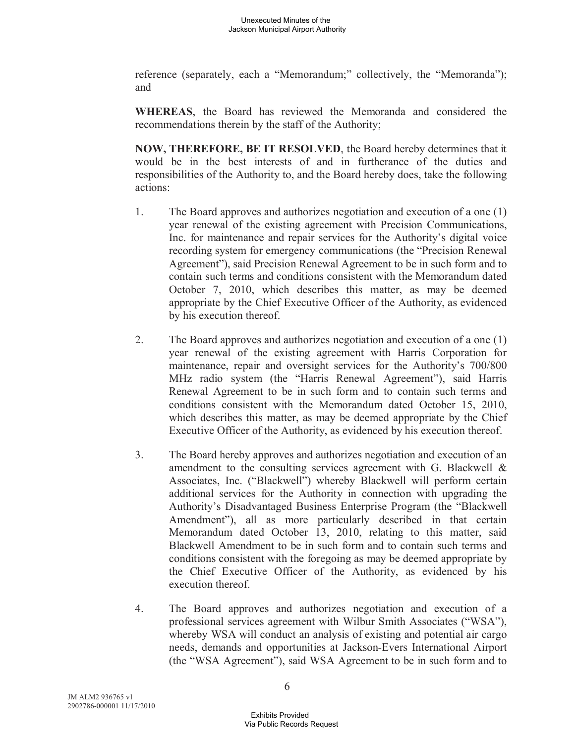reference (separately, each a "Memorandum;" collectively, the "Memoranda"); and

**WHEREAS**, the Board has reviewed the Memoranda and considered the recommendations therein by the staff of the Authority;

**NOW, THEREFORE, BE IT RESOLVED**, the Board hereby determines that it would be in the best interests of and in furtherance of the duties and responsibilities of the Authority to, and the Board hereby does, take the following actions:

1. The Board approves and authorizes negotiation and execution of a one (1) year renewal of the existing agreement with Precision Communications, Inc. for maintenance and repair services for the Authority's digital voice recording system for emergency communications (the "Precision Renewal Agreement"), said Precision Renewal Agreement to be in such form and to contain such terms and conditions consistent with the Memorandum dated October 7, 2010, which describes this matter, as may be deemed appropriate by the Chief Executive Officer of the Authority, as evidenced by his execution thereof.

2. The Board approves and authorizes negotiation and execution of a one (1) year renewal of the existing agreement with Harris Corporation for maintenance, repair and oversight services for the Authority's 700/800 MHz radio system (the "Harris Renewal Agreement"), said Harris Renewal Agreement to be in such form and to contain such terms and conditions consistent with the Memorandum dated October 15, 2010, which describes this matter, as may be deemed appropriate by the Chief Executive Officer of the Authority, as evidenced by his execution thereof.

3. The Board hereby approves and authorizes negotiation and execution of an amendment to the consulting services agreement with G. Blackwell & Associates, Inc. ("Blackwell") whereby Blackwell will perform certain additional services for the Authority in connection with upgrading the Authority's Disadvantaged Business Enterprise Program (the "Blackwell Amendment"), all as more particularly described in that certain Memorandum dated October 13, 2010, relating to this matter, said Blackwell Amendment to be in such form and to contain such terms and conditions consistent with the foregoing as may be deemed appropriate by the Chief Executive Officer of the Authority, as evidenced by his execution thereof.

4. The Board approves and authorizes negotiation and execution of a professional services agreement with Wilbur Smith Associates ("WSA"), whereby WSA will conduct an analysis of existing and potential air cargo needs, demands and opportunities at Jackson-Evers International Airport (the "WSA Agreement"), said WSA Agreement to be in such form and to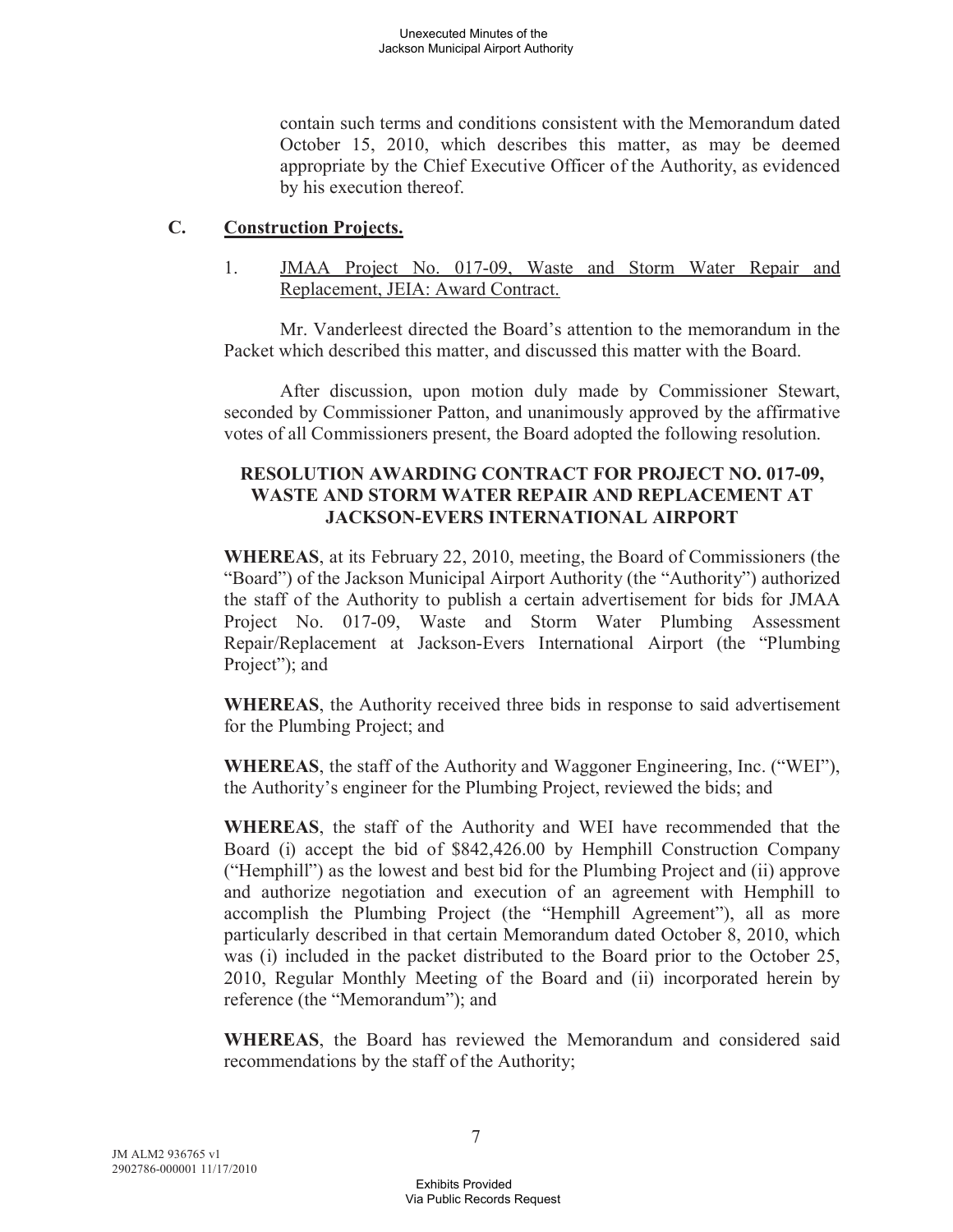contain such terms and conditions consistent with the Memorandum dated October 15, 2010, which describes this matter, as may be deemed appropriate by the Chief Executive Officer of the Authority, as evidenced by his execution thereof.

## C. Construction Projects.

1. JMAA Project No. 017-09, Waste and Storm Water Repair and Replacement, JEIA: Award Contract.

Mr. Vanderleest directed the Board's attention to the memorandum in the Packet which described this matter, and discussed this matter with the Board.

After discussion, upon motion duly made by Commissioner Stewart, seconded by Commissioner Patton, and unanimously approved by the affirmative votes of all Commissioners present, the Board adopted the following resolution.

**RESOLUTION AWARDING CONTRACT FOR PROJECT NO. 017-09, WASTE AND STORM WATER REPAIR AND REPLACEMENT AT JACKSON-EVERS INTERNATIONAL AIRPORT**

**WHEREAS**, at its February 22, 2010, meeting, the Board of Commissioners (the "Board") of the Jackson Municipal Airport Authority (the "Authority") authorized the staff of the Authority to publish a certain advertisement for bids for JMAA Project No. 017-09, Waste and Storm Water Plumbing Assessment Repair/Replacement at Jackson-Evers International Airport (the "Plumbing Project"); and

**WHEREAS**, the Authority received three bids in response to said advertisement for the Plumbing Project; and

**WHEREAS**, the staff of the Authority and Waggoner Engineering, Inc. ("WEI"), the Authority's engineer for the Plumbing Project, reviewed the bids; and

**WHEREAS**, the staff of the Authority and WEI have recommended that the Board (i) accept the bid of $842,426.00 by Hemphill Construction Company ("Hemphill") as the lowest and best bid for the Plumbing Project and (ii) approve and authorize negotiation and execution of an agreement with Hemphill to accomplish the Plumbing Project (the "Hemphill Agreement"), all as more particularly described in that certain Memorandum dated October 8, 2010, which was (i) included in the packet distributed to the Board prior to the October 25, 2010, Regular Monthly Meeting of the Board and (ii) incorporated herein by reference (the "Memorandum"); and

**WHEREAS**, the Board has reviewed the Memorandum and considered said recommendations by the staff of the Authority;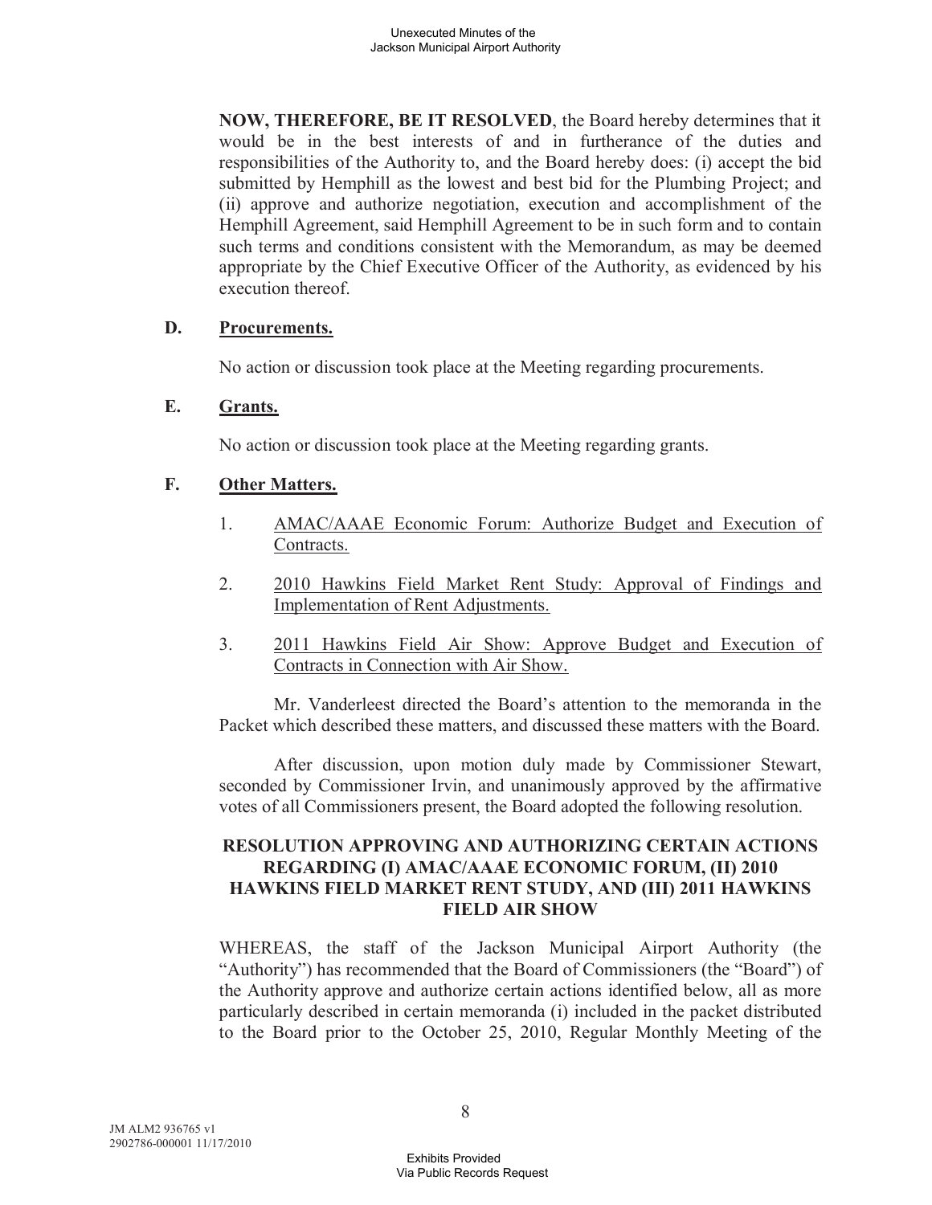**NOW, THEREFORE, BE IT RESOLVED**, the Board hereby determines that it would be in the best interests of and in furtherance of the duties and responsibilities of the Authority to, and the Board hereby does: (i) accept the bid submitted by Hemphill as the lowest and best bid for the Plumbing Project; and (ii) approve and authorize negotiation, execution and accomplishment of the Hemphill Agreement, said Hemphill Agreement to be in such form and to contain such terms and conditions consistent with the Memorandum, as may be deemed appropriate by the Chief Executive Officer of the Authority, as evidenced by his execution thereof.

**D. Procurements.**

No action or discussion took place at the Meeting regarding procurements.

**E. Grants.**

No action or discussion took place at the Meeting regarding grants.

**F. Other Matters.**

1. AMAC/AAAE Economic Forum: Authorize Budget and Execution of Contracts.

2. 2010 Hawkins Field Market Rent Study: Approval of Findings and Implementation of Rent Adjustments.

3. 2011 Hawkins Field Air Show: Approve Budget and Execution of Contracts in Connection with Air Show.

Mr. Vanderleest directed the Board's attention to the memoranda in the Packet which described these matters, and discussed these matters with the Board.

After discussion, upon motion duly made by Commissioner Stewart, seconded by Commissioner Irvin, and unanimously approved by the affirmative votes of all Commissioners present, the Board adopted the following resolution.

**RESOLUTION APPROVING AND AUTHORIZING CERTAIN ACTIONS REGARDING (I) AMAC/AAAE ECONOMIC FORUM, (II) 2010 HAWKINS FIELD MARKET RENT STUDY, AND (III) 2011 HAWKINS FIELD AIR SHOW**

WHEREAS, the staff of the Jackson Municipal Airport Authority (the "Authority") has recommended that the Board of Commissioners (the "Board") of the Authority approve and authorize certain actions identified below, all as more particularly described in certain memoranda (i) included in the packet distributed to the Board prior to the October 25, 2010, Regular Monthly Meeting of the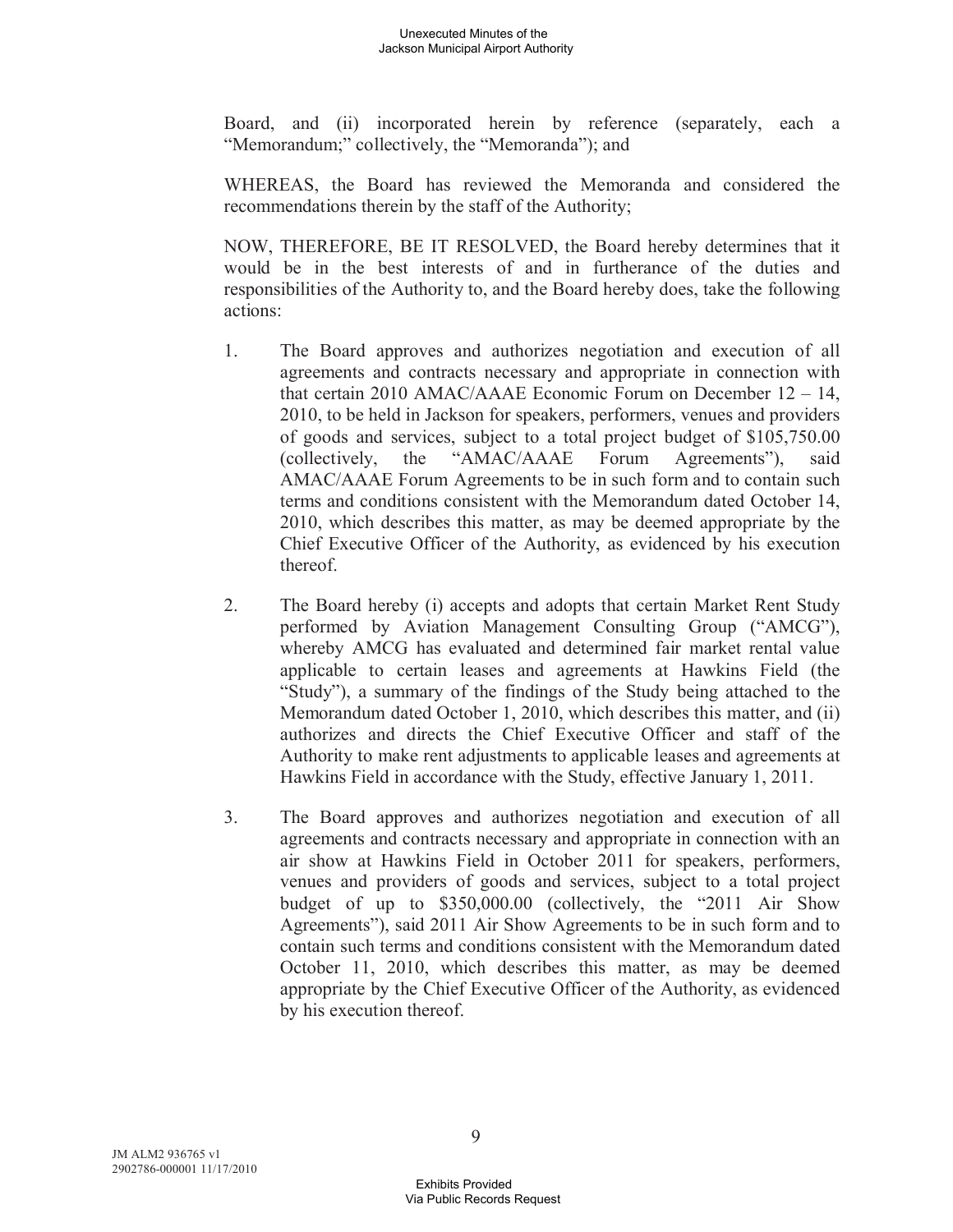Board, and (ii) incorporated herein by reference (separately, each a "Memorandum;" collectively, the "Memoranda"); and

WHEREAS, the Board has reviewed the Memoranda and considered the recommendations therein by the staff of the Authority;

NOW, THEREFORE, BE IT RESOLVED, the Board hereby determines that it would be in the best interests of and in furtherance of the duties and responsibilities of the Authority to, and the Board hereby does, take the following actions:

1. The Board approves and authorizes negotiation and execution of all agreements and contracts necessary and appropriate in connection with that certain 2010 AMAC/AAAE Economic Forum on December 12 – 14, 2010, to be held in Jackson for speakers, performers, venues and providers of goods and services, subject to a total project budget of $105,750.00 (collectively, the "AMAC/AAAE Forum Agreements"), said AMAC/AAAE Forum Agreements to be in such form and to contain such terms and conditions consistent with the Memorandum dated October 14, 2010, which describes this matter, as may be deemed appropriate by the Chief Executive Officer of the Authority, as evidenced by his execution thereof.

2. The Board hereby (i) accepts and adopts that certain Market Rent Study performed by Aviation Management Consulting Group ("AMCG"), whereby AMCG has evaluated and determined fair market rental value applicable to certain leases and agreements at Hawkins Field (the "Study"), a summary of the findings of the Study being attached to the Memorandum dated October 1, 2010, which describes this matter, and (ii) authorizes and directs the Chief Executive Officer and staff of the Authority to make rent adjustments to applicable leases and agreements at Hawkins Field in accordance with the Study, effective January 1, 2011.

3. The Board approves and authorizes negotiation and execution of all agreements and contracts necessary and appropriate in connection with an air show at Hawkins Field in October 2011 for speakers, performers, venues and providers of goods and services, subject to a total project budget of up to $350,000.00 (collectively, the "2011 Air Show Agreements"), said 2011 Air Show Agreements to be in such form and to contain such terms and conditions consistent with the Memorandum dated October 11, 2010, which describes this matter, as may be deemed appropriate by the Chief Executive Officer of the Authority, as evidenced by his execution thereof.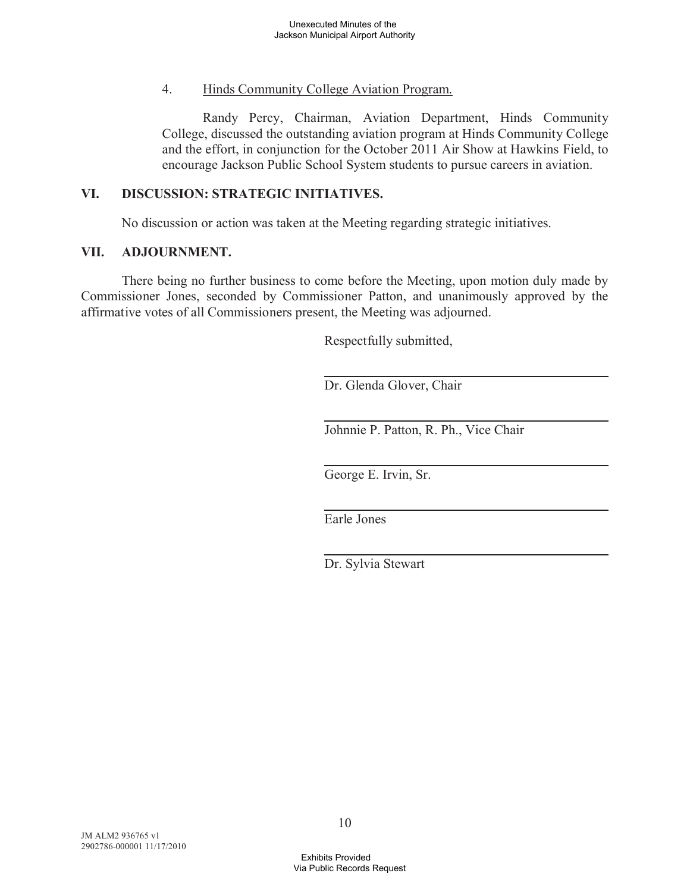4. Hinds Community College Aviation Program.

Randy Percy, Chairman, Aviation Department, Hinds Community College, discussed the outstanding aviation program at Hinds Community College and the effort, in conjunction for the October 2011 Air Show at Hawkins Field, to encourage Jackson Public School System students to pursue careers in aviation.

## VI. DISCUSSION: STRATEGIC INITIATIVES.

No discussion or action was taken at the Meeting regarding strategic initiatives.

## VII. ADJOURNMENT.

There being no further business to come before the Meeting, upon motion duly made by Commissioner Jones, seconded by Commissioner Patton, and unanimously approved by the affirmative votes of all Commissioners present, the Meeting was adjourned.

Respectfully submitted,

\_\_\_\_\_\_\_\_\_\_\_\_\_\_\_\_\_\_\_\_\_\_\_\_\_\_\_\_\_\_\_\_\_\_\_\_\_\_\_\_

Dr. Glenda Glover, Chair

\_\_\_\_\_\_\_\_\_\_\_\_\_\_\_\_\_\_\_\_\_\_\_\_\_\_\_\_\_\_\_\_\_\_\_\_\_\_\_\_

Johnnie P. Patton, R. Ph., Vice Chair

\_\_\_\_\_\_\_\_\_\_\_\_\_\_\_\_\_\_\_\_\_\_\_\_\_\_\_\_\_\_\_\_\_\_\_\_\_\_\_\_

George E. Irvin, Sr.

\_\_\_\_\_\_\_\_\_\_\_\_\_\_\_\_\_\_\_\_\_\_\_\_\_\_\_\_\_\_\_\_\_\_\_\_\_\_\_\_

Earle Jones

\_\_\_\_\_\_\_\_\_\_\_\_\_\_\_\_\_\_\_\_\_\_\_\_\_\_\_\_\_\_\_\_\_\_\_\_\_\_\_\_

Dr. Sylvia Stewart

JM ALM2 936765 v1
2902786-000001 11/17/2010